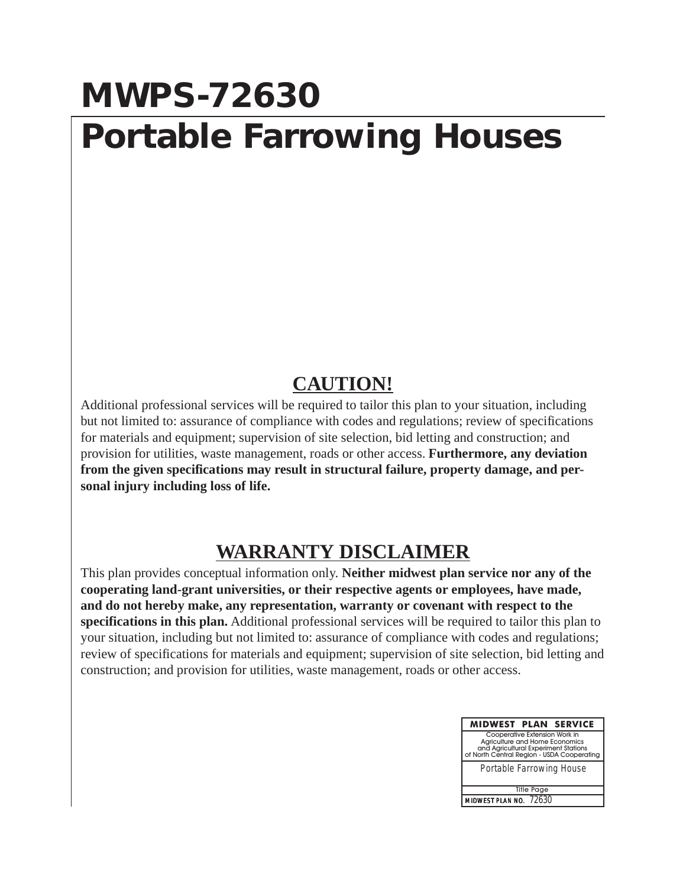# MWPS-72630

# Portable Farrowing Houses

## CAUTION!

Additional professional services will be required to tailor this plan to your situation, including but not limited to: assurance of compliance with codes and regulations; review of specifications for materials and equipment; supervision of site selection, bid letting and construction; and provision for utilities, waste management, roads or other access. **Furthermore, any deviation from the given specifications may result in structural failure, property damage, and personal injury including loss of life.**

## WARRANTY DISCLAIMER

This plan provides conceptual information only. **Neither midwest plan service nor any of the cooperating land-grant universities, or their respective agents or employees, have made, and do not hereby make, any representation, warranty or covenant with respect to the specifications in this plan.** Additional professional services will be required to tailor this plan to your situation, including but not limited to: assurance of compliance with codes and regulations; review of specifications for materials and equipment; supervision of site selection, bid letting and construction; and provision for utilities, waste management, roads or other access.

| MIDWEST PLAN SERVICE |
| --- |
| Cooperative Extension Work in Agriculture and Home Economics and Agricultural Experiment Stations of North Central Region - USDA Cooperating |
| Portable Farrowing House |
| Title Page |
| MIDWEST PLAN NO. 72630 |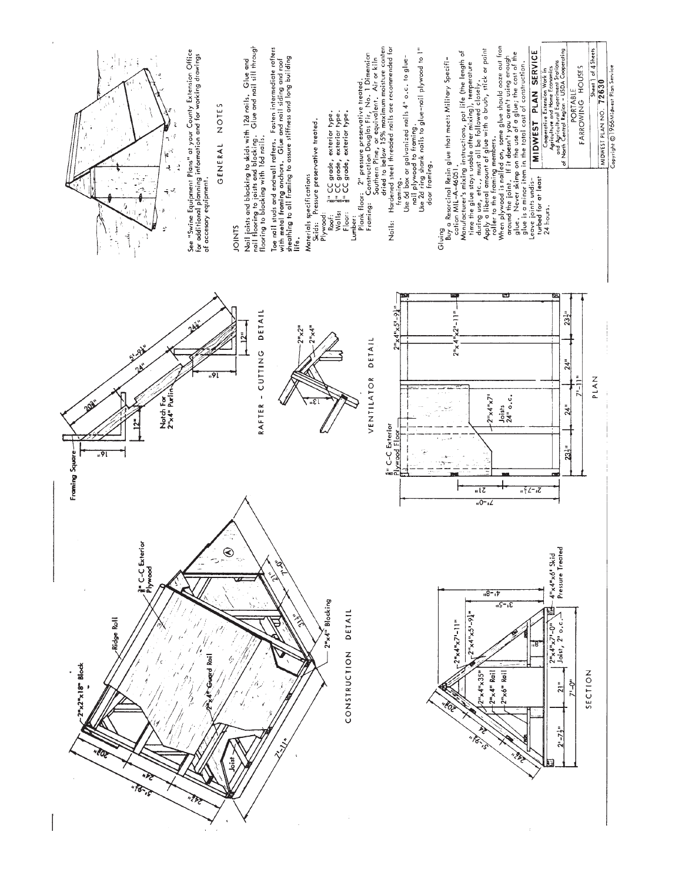See "Swine Equipment Plans" at your County Extension Office for additional planning information and for working drawings of accessory equipment.

## GENERAL NOTES

### JOINTS

Nail joists and blocking to skids with 12d nails. Glue and nail flooring to joists and blocking. Glue and nail sill through flooring to blocking with 16d nails.

Toe nail studs and endwall rafters. Fasten intermediate rafters with metal framing anchors. Glue and nail siding and roof sheathing to all framing to assure stiffness and long building life.

Materials specifications
- Skids: Pressure preservative treated.
- Plywood:
  - Roof: 3/8" CC grade, exterior type.
  - Walls: 3/8" CC grade, exterior type.
  - Floor: 5/8" CC grade, exterior type.
- Lumber:
  - Plank floor: 2" pressure preservative treated.
  - Framing: Construction Douglas Fir, No. 1 Dimension Southern Pine, or equivalent. Air or kiln dried to below 15% maximum moisture content.
- Nails: Hardened steel threaded nails are recommended for framing.
  - Use 6d box or galvanized nails 4" o.c. to glue-nail plywood to framing.
  - Use 2d ring shank nails to glue-nail plywood to 1" door framing.

### Gluing

Buy a Resorcinol Resin glue that meets Military Specification MIL-A-46051.

Manufacturer's mixing instructions, pot life (the length of time the glue stays usable after mixing), temperature during use, etc., must all be followed closely.

Apply a liberal amount of glue with a brush, stick or paint roller to the framing members.

When plywood is nailed on, some glue should ooze out from around the joint. If it doesn't you aren't using enough glue. Never skimp on the use of a glue; the cost of the glue is a minor item in the total cost of construction.

Leave joints undisturbed for at least 24 hours.

**MIDWEST PLAN SERVICE**
Cooperative Extension Work in Agriculture and Home Economics and Agricultural Experiment Stations of North Central Region - USDA Cooperating

PORTABLE FARROWING HOUSES

MIDWEST PLAN NO. 72630

Copyright © 1966 Midwest Plan Service

CONSTRUCTION DETAIL

RAFTER - CUTTING DETAIL

VENTILATOR DETAIL

SECTION

PLAN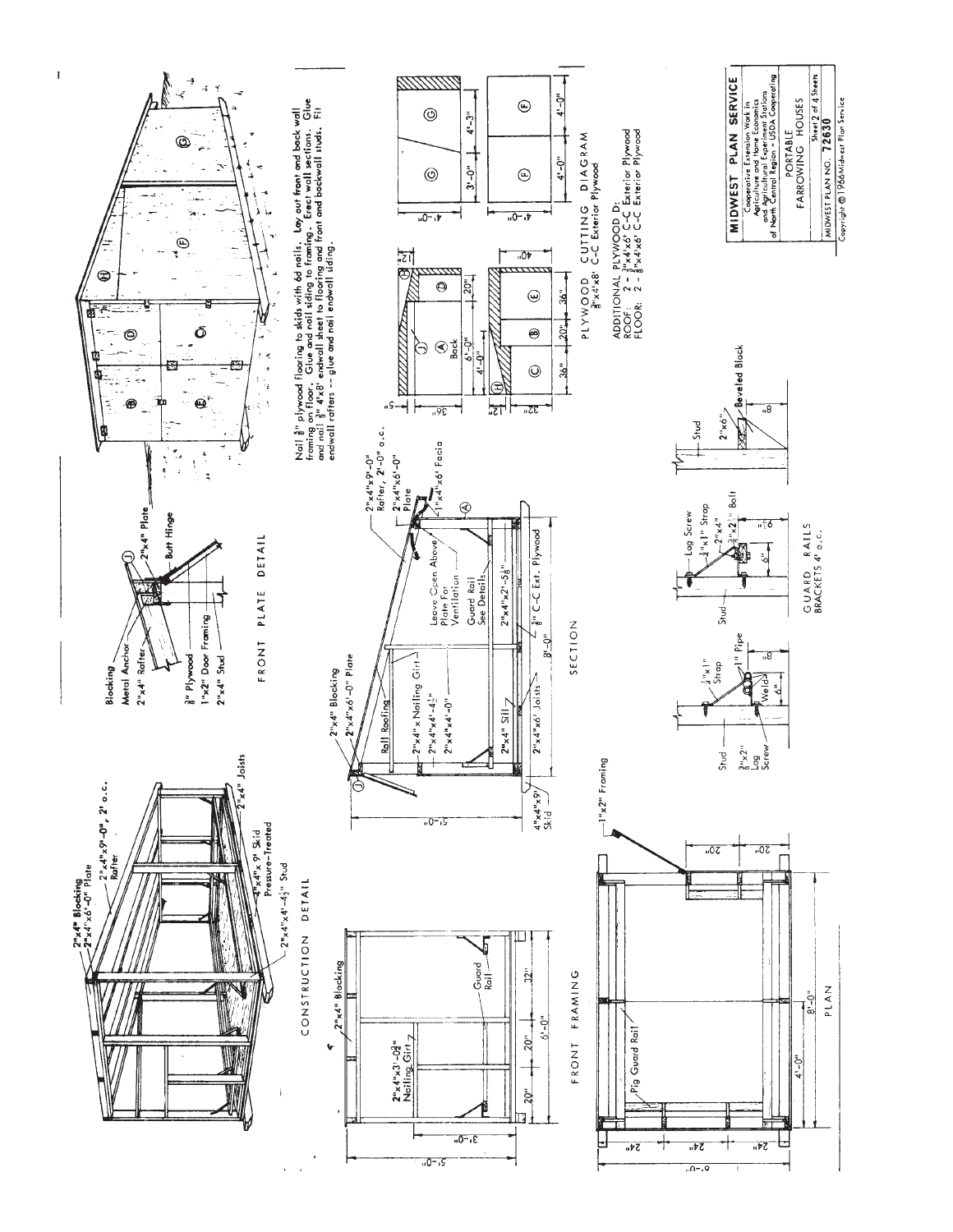# MIDWEST PLAN SERVICE

Cooperative Extension Work in Agriculture and Home Economics and Agricultural Experiment Stations of North Central Region – USDA Cooperating

## PORTABLE FARROWING HOUSES

Sheet 2 of 4 Sheets

MIDWEST PLAN NO. 72630

Copyright © 1966 Midwest Plan Service

---

Nail ⅝" plywood flooring to skids with 6d nails. Lay out front and back wall framing on floor. Glue and nail siding to framing. Erect wall sections. Glue and nail ⅜" 4'x8' endwall sheet to flooring and front and backwall studs. Fit endwall rafters -- glue and nail endwall siding.

## FRONT PLATE DETAIL

- Blocking
- Metal Anchor
- 2"x4" Rafter
- ⅜" Plywood
- 1"x2" Door Framing
- 2"x4" Stud
- 2"x4" Plate
- Butt Hinge
- J

## CONSTRUCTION DETAIL

- 2"x4" Blocking
- 2"x4"x6'-0" Plate
- 2"x4"x9'-0", 2' o.c. Rafter
- 2"x4" Joists
- 4"x4"x 9' Skid Pressure-Treated
- 2"x4"x4'-4½" Stud

## SECTION

- 2"x4" Blocking
- 2"x4"x6'-0" Plate
- Roll Roofing
- 2"x4"x9'-0" Rafter, 2'-0" o.c.
- 2"x4"x6'-0" Plate
- 1"x4"x6' Facia
- Leave Open Above Plate For Ventilation
- Guard Rail See Details
- 2"x4" x Nailing Girt
- 2"x4"x4'-4½"
- 2"x4"x4'-0"
- 2"x4"x2'-5⅝"
- 2"x4" Sill
- 2"x4"x6' Joists
- ⅝" C-C Ext. Plywood
- 4"x4"x9' Skid
- 5'-0"
- 8'-0"
- J
- A

## PLYWOOD CUTTING DIAGRAM

⅜"x4'x8' C-C Exterior Plywood

ADDITIONAL PLYWOOD D:
ROOF: 2 - ⅜"x4'x6' C-C Exterior Plywood
FLOOR: 2 - ⅝"x4'x6' C-C Exterior Plywood

Panels: A (Back, 6'-0" x 4'-0"), B, C, D, E, F, G, H, J; dimensions 36", 12", 5", 32", 20", 40", 36", 20", 4'-0", 3'-0", 4'-3", 4'-0", 4'-0".

## FRONT FRAMING

- 2"x4" Blocking
- 2"x4"x3'-0¼" Nailing Girt
- Guard Rail
- 3'-0"
- 5'-0"
- 20" | 20" | 32"
- 6'-0"

## PLAN

- 1"x2" Framing
- Pig Guard Rail
- 20"
- 20"
- 24" | 24" | 24"
- 6'-0"
- 4'-0"
- 8'-0"

## GUARD RAILS

BRACKETS 4' o.c.

- Stud
- ⅜"x2" Lag Screw
- ¼"x1" Strap
- 1" Pipe
- Weld
- 6"
- 8"
- Lag Screw
- ¼"x1" Strap
- 2"x4"
- ⅜"x2½" Bolt
- 6"
- 8"
- Stud
- 2"x6"
- Beveled Block
- 8"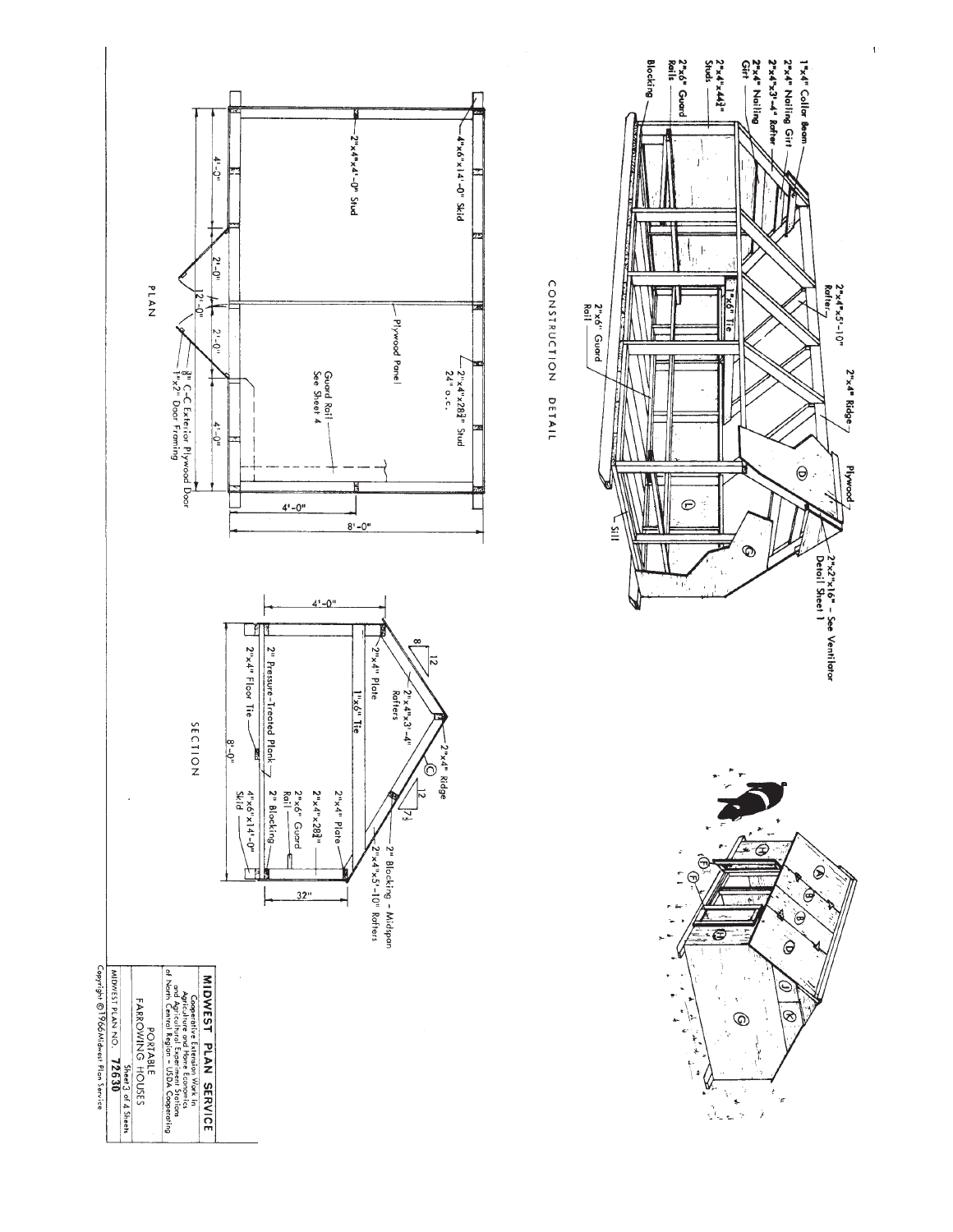## CONSTRUCTION DETAIL

1"x4" Collar Beam
2"x4" Nailing Girt
2"x4"x3'-4" Rafter
2"x4" Nailing Girt
2"x4"x44½" Studs
2"x6" Guard Rails
Blocking
2"x4"x5'-10" Rafter
1"x6" Tie
2"x4" Ridge
Plywood
2"x6" Guard Rail
Sill
2"x2"x16" - See Ventilator Detail Sheet 1

## PLAN

4"x6"x14'-0" Skid
2"x4"x4'-0" Stud
Plywood Panel
2"x4"x28¾" Stud 24" o.c.
Guard Rail See Sheet 4
4'-0" 2'-0" 12'-0" 2'-0" 4'-0"
⅜" C-C Exterior Plywood Door
1"x2" Door Framing
4'-0"
8'-0"

## SECTION

4'-0"
8 / 12
12 / 7½
2"x4" Plate
2"x4"x3'-4" Rafters
2"x4" Ridge
1"x6" Tie
2"x4" Plate
2"x4"x28¾"
2" Pressure-Treated Plank
2"x6" Guard Rail
2" Blocking
2" Blocking - Midspan
2"x4"x5'-10" Rafters
2"x4" Floor Tie
8'-0"
4"x6"x14'-0" Skid
32"

**MIDWEST PLAN SERVICE**

Cooperative Extension Work in Agriculture and Home Economics and Agricultural Experiment Stations of North Central Region - USDA Cooperating

PORTABLE FARROWING HOUSES

Sheet 3 of 4 Sheets

MIDWEST PLAN NO. 72630

Copyright ©1966 Midwest Plan Service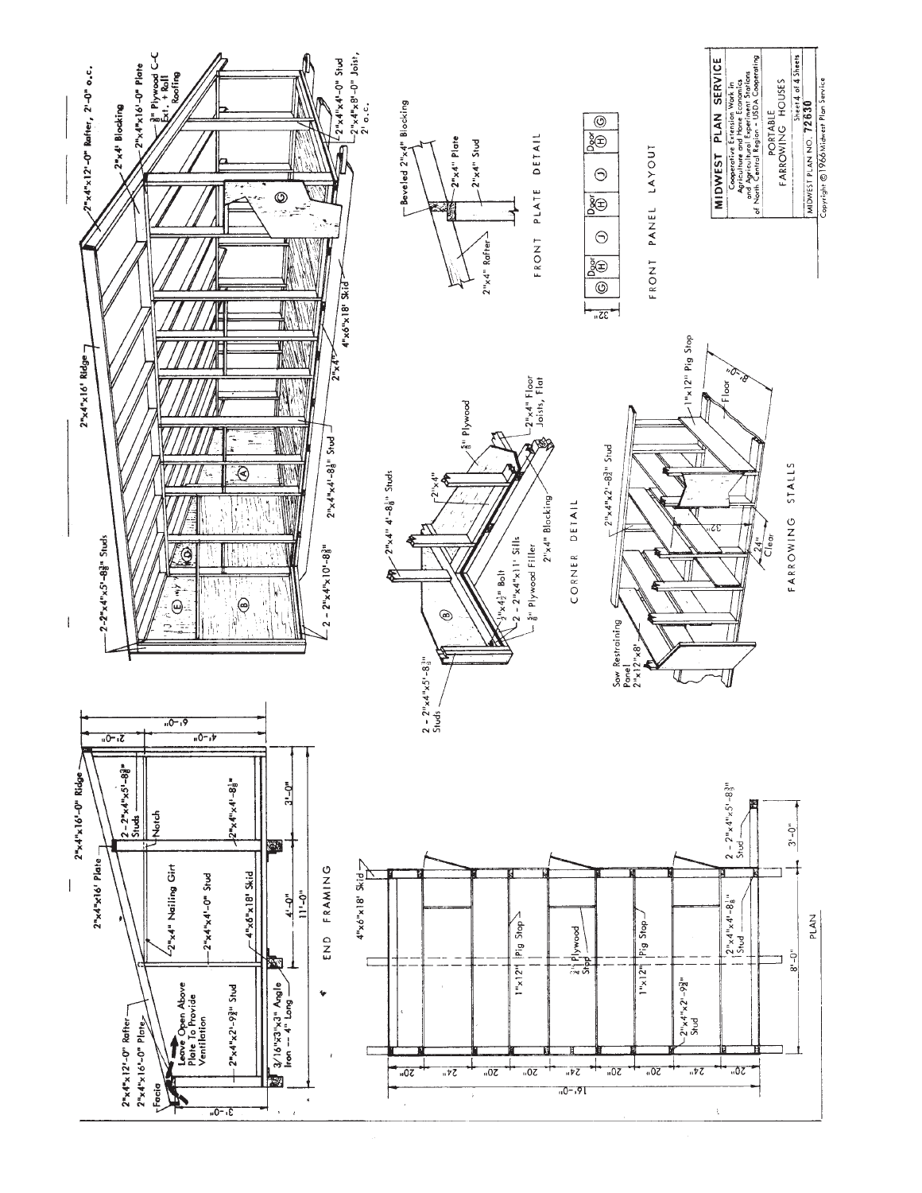2"x4"x16' Ridge

2"x4"x12'-0" Rafter, 2'-0" o.c.

2"x4" Blocking

2"x4"x16'-0" Plate

3/8" Plywood C-C Ext. + Roll Roofing

2"x4"x4'-0" Stud

2"x4"x8'-0" Joist, 2' o.c.

4"x6"x18' Skid

2"x4"

2"x4"x4'-8 1/8" Stud

2-2"x4"x10'-8 3/8"

2-2"x4"x5'-8 3/8" Studs

2"x4"x16'-0" Ridge

2"x4"x16' Plate

2-2"x4"x5'-8 3/8" Studs

Notch

2"x4" Nailing Girt

2"x4"x4'-0" Stud

2"x4"x4'-8 1/8"

4"x6"x18' Skid

2"x4"x12'-0" Rafter

2"x4"x16'-0" Plate

Facia

Leave Open Above Plate To Provide Ventilation

2"x4"x2'-9 3/4" Stud

3/16"x3"x3" Angle Iron — 4" Long

2'-0"

4'-0"

6'-0"

3'-0"

4'-0"

3'-0"

11'-0"

END FRAMING

4"x6"x18' Skid

1"x12" Pig Stop

3/4" Plywood Stop

1"x12" Pig Stop

2"x4"x2'-9 3/4" Stud

2"x4"x4'-8 1/8" Stud

2 - 2"x4"x5'-8 3/8" Stud

20" 24" 20" 24" 20" 20" 24" 20" 24" 20"

16'-0"

8'-0"

3'-0"

PLAN

2"x4"x4'-8 1/8" Studs

5/8" Plywood

2"x4"

2"x4" Floor Joists, Flat

2"x4" Blocking

1/2"x4 1/2" Bolt

2 - 2"x4"x11' Sills

5/8" Plywood Filler

2 - 2"x4"x5'-8 3/8" Studs

CORNER DETAIL

Beveled 2"x4" Blocking

2"x4" Plate

2"x4" Stud

2"x4" Rafter

FRONT PLATE DETAIL

32"

G | Door H | J | Door H | J | Door H | G

FRONT PANEL LAYOUT

2"x4"x2'-8 3/4" Stud

1"x12" Pig Stop

Floor

8'-0"

32"

24" Clear

Sow Restraining Panel 2"x12"x8'

FARROWING STALLS

MIDWEST PLAN SERVICE

Cooperative Extension Work in Agriculture and Home Economics and Agricultural Experiment Stations of North Central Region - USDA Cooperating

PORTABLE FARROWING HOUSES

Sheet 4 of 4 Sheets

MIDWEST PLAN NO. 72630

Copyright © 1966 Midwest Plan Service